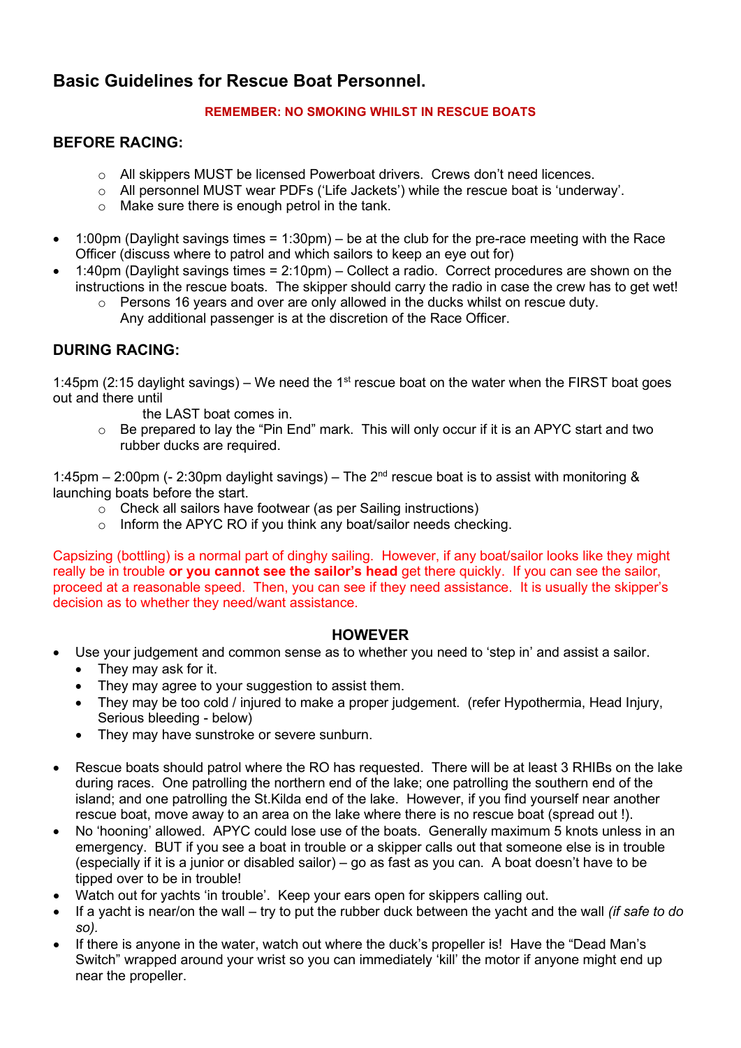# Basic Guidelines for Rescue Boat Personnel.

**REMEMBER: NO SMOKING WHILST IN RESCUE BOATS**

## BEFORE RACING:

- All skippers MUST be licensed Powerboat drivers. Crews don't need licences.
- All personnel MUST wear PDFs ('Life Jackets') while the rescue boat is 'underway'.
- Make sure there is enough petrol in the tank.

- 1:00pm (Daylight savings times = 1:30pm) – be at the club for the pre-race meeting with the Race Officer (discuss where to patrol and which sailors to keep an eye out for)
- 1:40pm (Daylight savings times = 2:10pm) – Collect a radio. Correct procedures are shown on the instructions in the rescue boats. The skipper should carry the radio in case the crew has to get wet!
  - Persons 16 years and over are only allowed in the ducks whilst on rescue duty. Any additional passenger is at the discretion of the Race Officer.

## DURING RACING:

1:45pm (2:15 daylight savings) – We need the 1st rescue boat on the water when the FIRST boat goes out and there until the LAST boat comes in.

- Be prepared to lay the "Pin End" mark. This will only occur if it is an APYC start and two rubber ducks are required.

1:45pm – 2:00pm (- 2:30pm daylight savings) – The 2nd rescue boat is to assist with monitoring & launching boats before the start.

- Check all sailors have footwear (as per Sailing instructions)
- Inform the APYC RO if you think any boat/sailor needs checking.

Capsizing (bottling) is a normal part of dinghy sailing. However, if any boat/sailor looks like they might really be in trouble **or you cannot see the sailor's head** get there quickly. If you can see the sailor, proceed at a reasonable speed. Then, you can see if they need assistance. It is usually the skipper's decision as to whether they need/want assistance.

**HOWEVER**

- Use your judgement and common sense as to whether you need to 'step in' and assist a sailor.
  - They may ask for it.
  - They may agree to your suggestion to assist them.
  - They may be too cold / injured to make a proper judgement. (refer Hypothermia, Head Injury, Serious bleeding - below)
  - They may have sunstroke or severe sunburn.

- Rescue boats should patrol where the RO has requested. There will be at least 3 RHIBs on the lake during races. One patrolling the northern end of the lake; one patrolling the southern end of the island; and one patrolling the St.Kilda end of the lake. However, if you find yourself near another rescue boat, move away to an area on the lake where there is no rescue boat (spread out !).
- No 'hooning' allowed. APYC could lose use of the boats. Generally maximum 5 knots unless in an emergency. BUT if you see a boat in trouble or a skipper calls out that someone else is in trouble (especially if it is a junior or disabled sailor) – go as fast as you can. A boat doesn't have to be tipped over to be in trouble!
- Watch out for yachts 'in trouble'. Keep your ears open for skippers calling out.
- If a yacht is near/on the wall – try to put the rubber duck between the yacht and the wall *(if safe to do so)*.
- If there is anyone in the water, watch out where the duck's propeller is! Have the "Dead Man's Switch" wrapped around your wrist so you can immediately 'kill' the motor if anyone might end up near the propeller.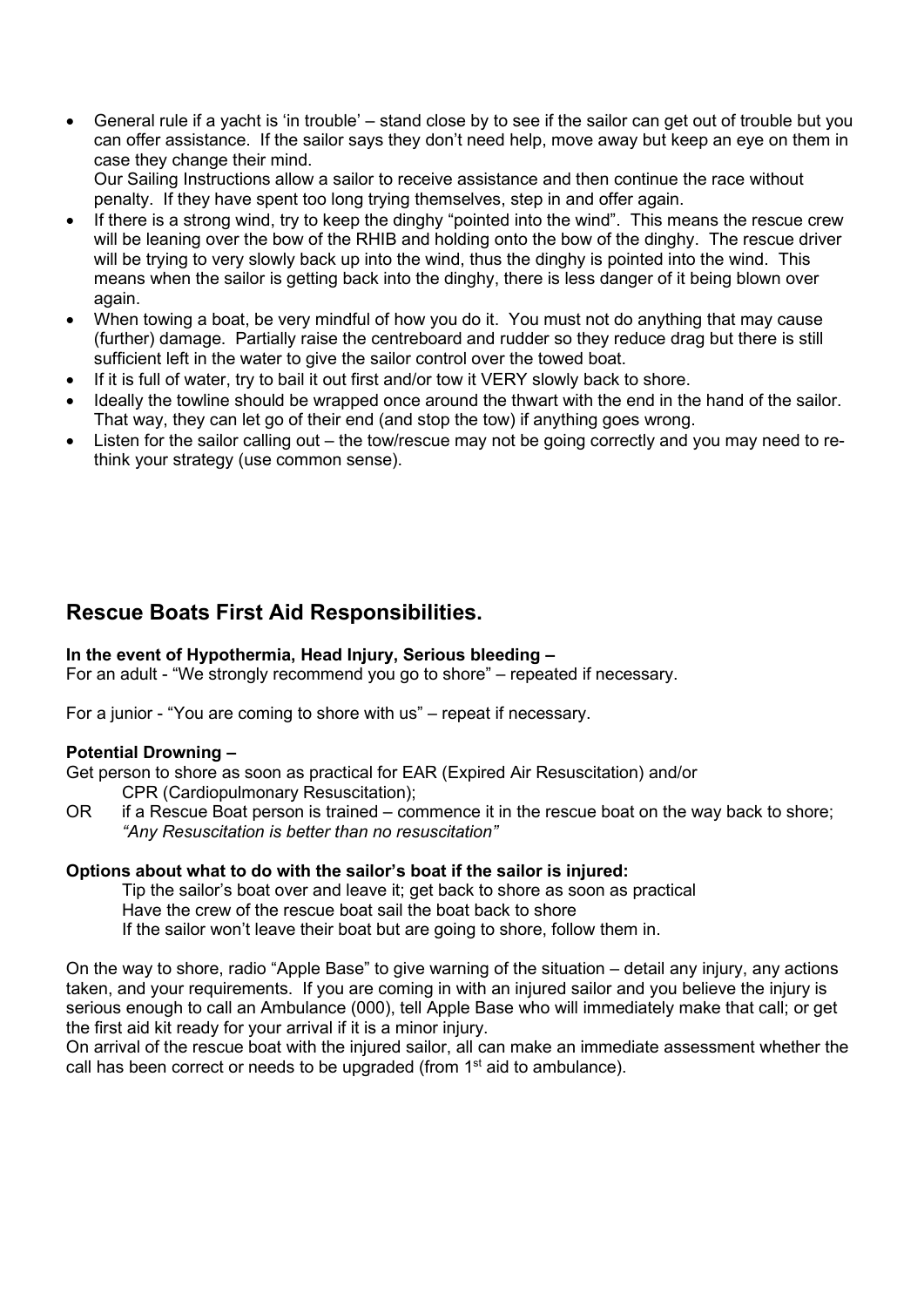- General rule if a yacht is 'in trouble' – stand close by to see if the sailor can get out of trouble but you can offer assistance. If the sailor says they don't need help, move away but keep an eye on them in case they change their mind.
  Our Sailing Instructions allow a sailor to receive assistance and then continue the race without penalty. If they have spent too long trying themselves, step in and offer again.
- If there is a strong wind, try to keep the dinghy "pointed into the wind". This means the rescue crew will be leaning over the bow of the RHIB and holding onto the bow of the dinghy. The rescue driver will be trying to very slowly back up into the wind, thus the dinghy is pointed into the wind. This means when the sailor is getting back into the dinghy, there is less danger of it being blown over again.
- When towing a boat, be very mindful of how you do it. You must not do anything that may cause (further) damage. Partially raise the centreboard and rudder so they reduce drag but there is still sufficient left in the water to give the sailor control over the towed boat.
- If it is full of water, try to bail it out first and/or tow it VERY slowly back to shore.
- Ideally the towline should be wrapped once around the thwart with the end in the hand of the sailor. That way, they can let go of their end (and stop the tow) if anything goes wrong.
- Listen for the sailor calling out – the tow/rescue may not be going correctly and you may need to re-think your strategy (use common sense).

## Rescue Boats First Aid Responsibilities.

**In the event of Hypothermia, Head Injury, Serious bleeding –**
For an adult - "We strongly recommend you go to shore" – repeated if necessary.

For a junior - "You are coming to shore with us" – repeat if necessary.

**Potential Drowning –**
Get person to shore as soon as practical for EAR (Expired Air Resuscitation) and/or
CPR (Cardiopulmonary Resuscitation);
OR if a Rescue Boat person is trained – commence it in the rescue boat on the way back to shore;
*"Any Resuscitation is better than no resuscitation"*

**Options about what to do with the sailor's boat if the sailor is injured:**
Tip the sailor's boat over and leave it; get back to shore as soon as practical
Have the crew of the rescue boat sail the boat back to shore
If the sailor won't leave their boat but are going to shore, follow them in.

On the way to shore, radio "Apple Base" to give warning of the situation – detail any injury, any actions taken, and your requirements. If you are coming in with an injured sailor and you believe the injury is serious enough to call an Ambulance (000), tell Apple Base who will immediately make that call; or get the first aid kit ready for your arrival if it is a minor injury.
On arrival of the rescue boat with the injured sailor, all can make an immediate assessment whether the call has been correct or needs to be upgraded (from 1st aid to ambulance).